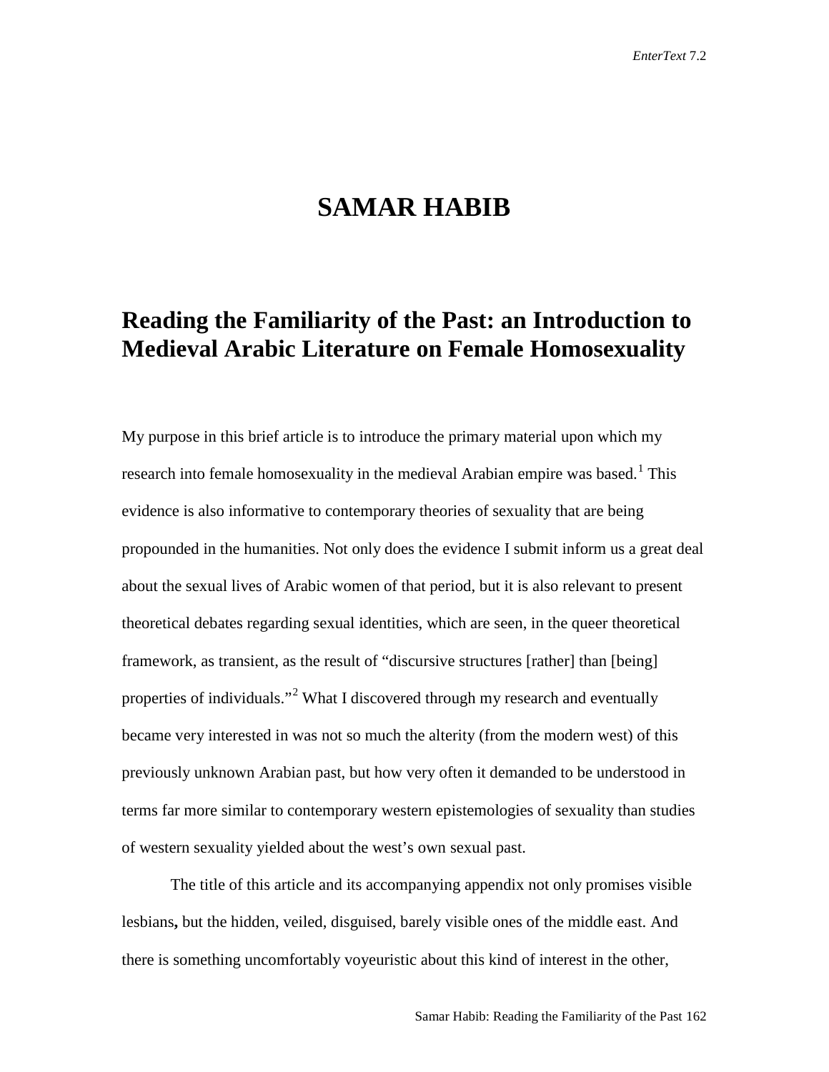# SAMAR HABIB

## Reading the Familiarity of the Past: an Introduction to Medieval Arabic Literature on Female Homosexuality

My purpose in this brief article is to introduce the primary material upon which my research into female homosexuality in the medieval Arabian empire was based.[1] This evidence is also informative to contemporary theories of sexuality that are being propounded in the humanities. Not only does the evidence I submit inform us a great deal about the sexual lives of Arabic women of that period, but it is also relevant to present theoretical debates regarding sexual identities, which are seen, in the queer theoretical framework, as transient, as the result of "discursive structures [rather] than [being] properties of individuals."[2] What I discovered through my research and eventually became very interested in was not so much the alterity (from the modern west) of this previously unknown Arabian past, but how very often it demanded to be understood in terms far more similar to contemporary western epistemologies of sexuality than studies of western sexuality yielded about the west's own sexual past.

The title of this article and its accompanying appendix not only promises visible lesbians**,** but the hidden, veiled, disguised, barely visible ones of the middle east. And there is something uncomfortably voyeuristic about this kind of interest in the other,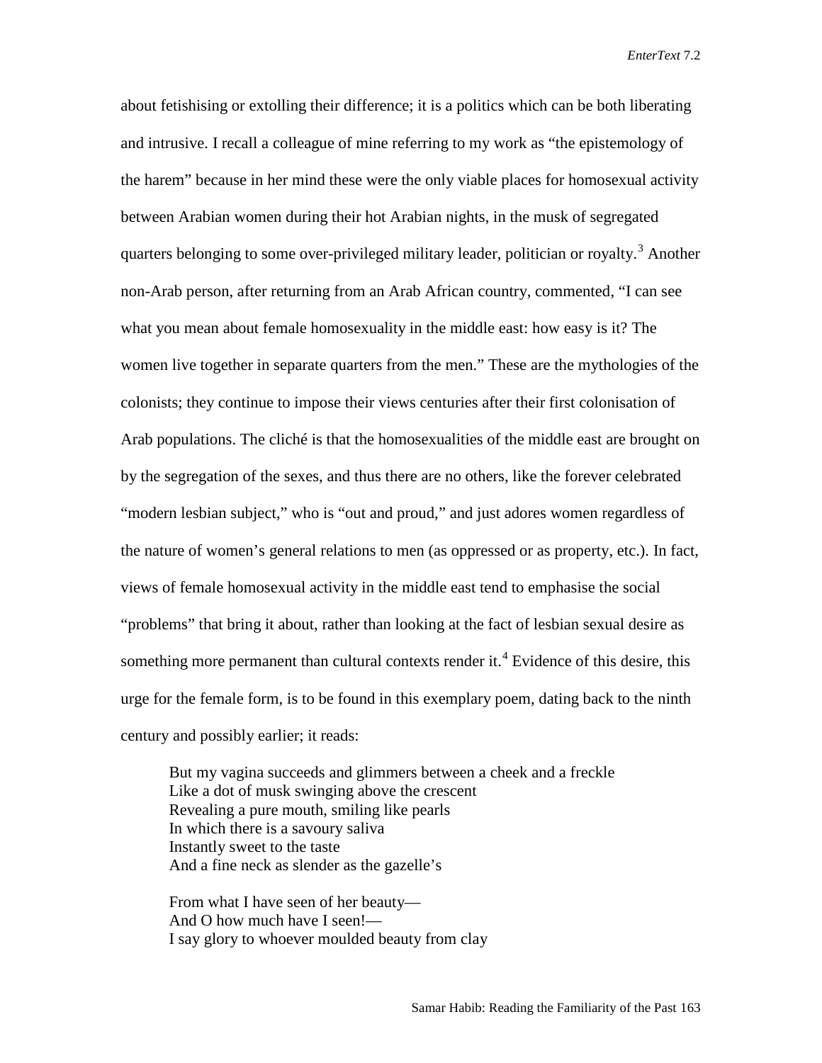about fetishising or extolling their difference; it is a politics which can be both liberating and intrusive. I recall a colleague of mine referring to my work as "the epistemology of the harem" because in her mind these were the only viable places for homosexual activity between Arabian women during their hot Arabian nights, in the musk of segregated quarters belonging to some over-privileged military leader, politician or royalty.[3] Another non-Arab person, after returning from an Arab African country, commented, "I can see what you mean about female homosexuality in the middle east: how easy is it? The women live together in separate quarters from the men." These are the mythologies of the colonists; they continue to impose their views centuries after their first colonisation of Arab populations. The cliché is that the homosexualities of the middle east are brought on by the segregation of the sexes, and thus there are no others, like the forever celebrated "modern lesbian subject," who is "out and proud," and just adores women regardless of the nature of women's general relations to men (as oppressed or as property, etc.). In fact, views of female homosexual activity in the middle east tend to emphasise the social "problems" that bring it about, rather than looking at the fact of lesbian sexual desire as something more permanent than cultural contexts render it.[4] Evidence of this desire, this urge for the female form, is to be found in this exemplary poem, dating back to the ninth century and possibly earlier; it reads:

> But my vagina succeeds and glimmers between a cheek and a freckle
> Like a dot of musk swinging above the crescent
> Revealing a pure mouth, smiling like pearls
> In which there is a savoury saliva
> Instantly sweet to the taste
> And a fine neck as slender as the gazelle's
>
> From what I have seen of her beauty—
> And O how much have I seen!—
> I say glory to whoever moulded beauty from clay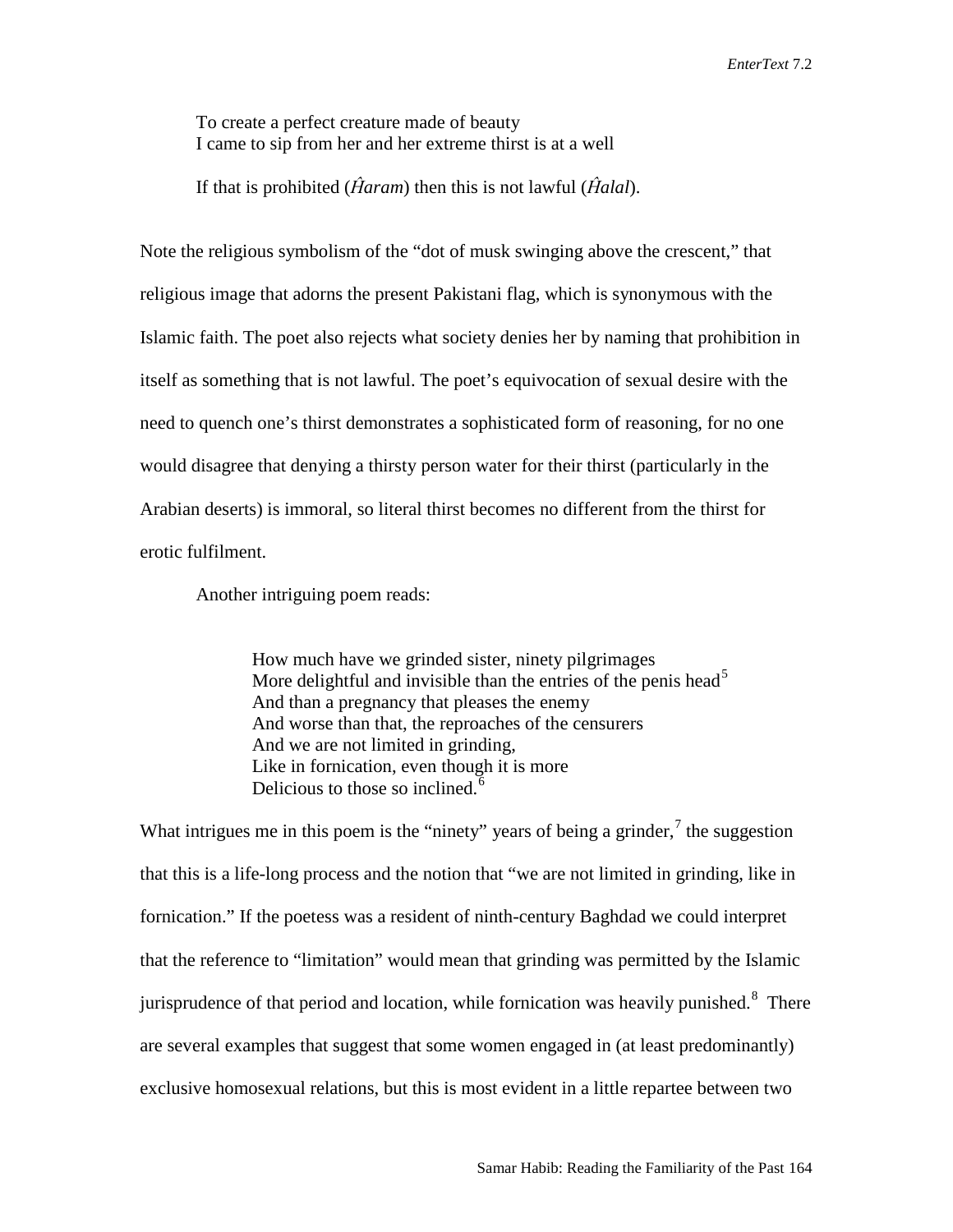> To create a perfect creature made of beauty
> I came to sip from her and her extreme thirst is at a well
>
> If that is prohibited (*Ĥaram*) then this is not lawful (*Ĥalal*).

Note the religious symbolism of the "dot of musk swinging above the crescent," that religious image that adorns the present Pakistani flag, which is synonymous with the Islamic faith. The poet also rejects what society denies her by naming that prohibition in itself as something that is not lawful. The poet's equivocation of sexual desire with the need to quench one's thirst demonstrates a sophisticated form of reasoning, for no one would disagree that denying a thirsty person water for their thirst (particularly in the Arabian deserts) is immoral, so literal thirst becomes no different from the thirst for erotic fulfilment.

Another intriguing poem reads:

> How much have we grinded sister, ninety pilgrimages
> More delightful and invisible than the entries of the penis head[5]
> And than a pregnancy that pleases the enemy
> And worse than that, the reproaches of the censurers
> And we are not limited in grinding,
> Like in fornication, even though it is more
> Delicious to those so inclined.[6]

What intrigues me in this poem is the "ninety" years of being a grinder,[7] the suggestion that this is a life-long process and the notion that "we are not limited in grinding, like in fornication." If the poetess was a resident of ninth-century Baghdad we could interpret that the reference to "limitation" would mean that grinding was permitted by the Islamic jurisprudence of that period and location, while fornication was heavily punished.[8] There are several examples that suggest that some women engaged in (at least predominantly) exclusive homosexual relations, but this is most evident in a little repartee between two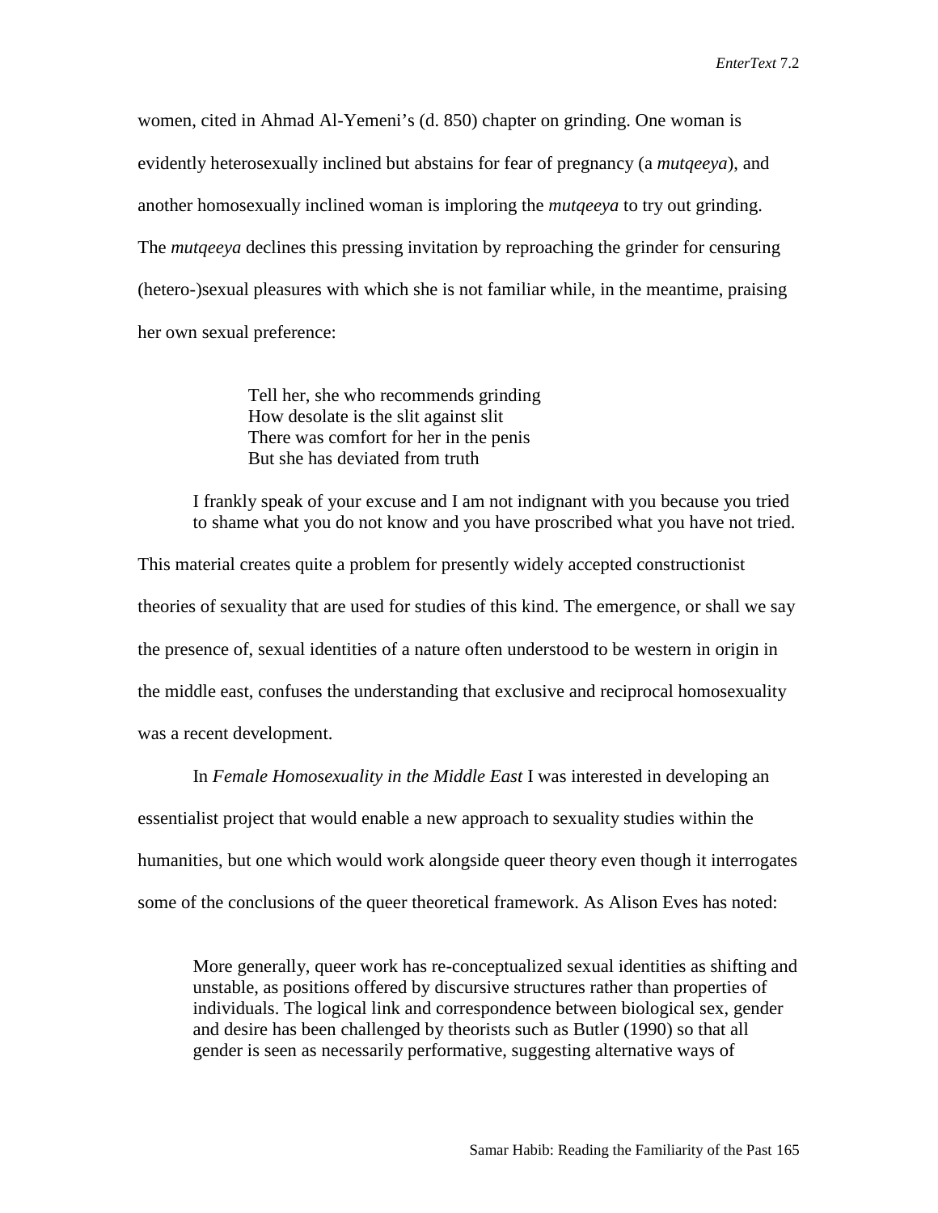women, cited in Ahmad Al-Yemeni's (d. 850) chapter on grinding. One woman is evidently heterosexually inclined but abstains for fear of pregnancy (a *mutqeeya*), and another homosexually inclined woman is imploring the *mutqeeya* to try out grinding. The *mutqeeya* declines this pressing invitation by reproaching the grinder for censuring (hetero-)sexual pleasures with which she is not familiar while, in the meantime, praising her own sexual preference:

> Tell her, she who recommends grinding  
> How desolate is the slit against slit  
> There was comfort for her in the penis  
> But she has deviated from truth

> I frankly speak of your excuse and I am not indignant with you because you tried to shame what you do not know and you have proscribed what you have not tried.

This material creates quite a problem for presently widely accepted constructionist theories of sexuality that are used for studies of this kind. The emergence, or shall we say the presence of, sexual identities of a nature often understood to be western in origin in the middle east, confuses the understanding that exclusive and reciprocal homosexuality was a recent development.

In *Female Homosexuality in the Middle East* I was interested in developing an essentialist project that would enable a new approach to sexuality studies within the humanities, but one which would work alongside queer theory even though it interrogates some of the conclusions of the queer theoretical framework. As Alison Eves has noted:

> More generally, queer work has re-conceptualized sexual identities as shifting and unstable, as positions offered by discursive structures rather than properties of individuals. The logical link and correspondence between biological sex, gender and desire has been challenged by theorists such as Butler (1990) so that all gender is seen as necessarily performative, suggesting alternative ways of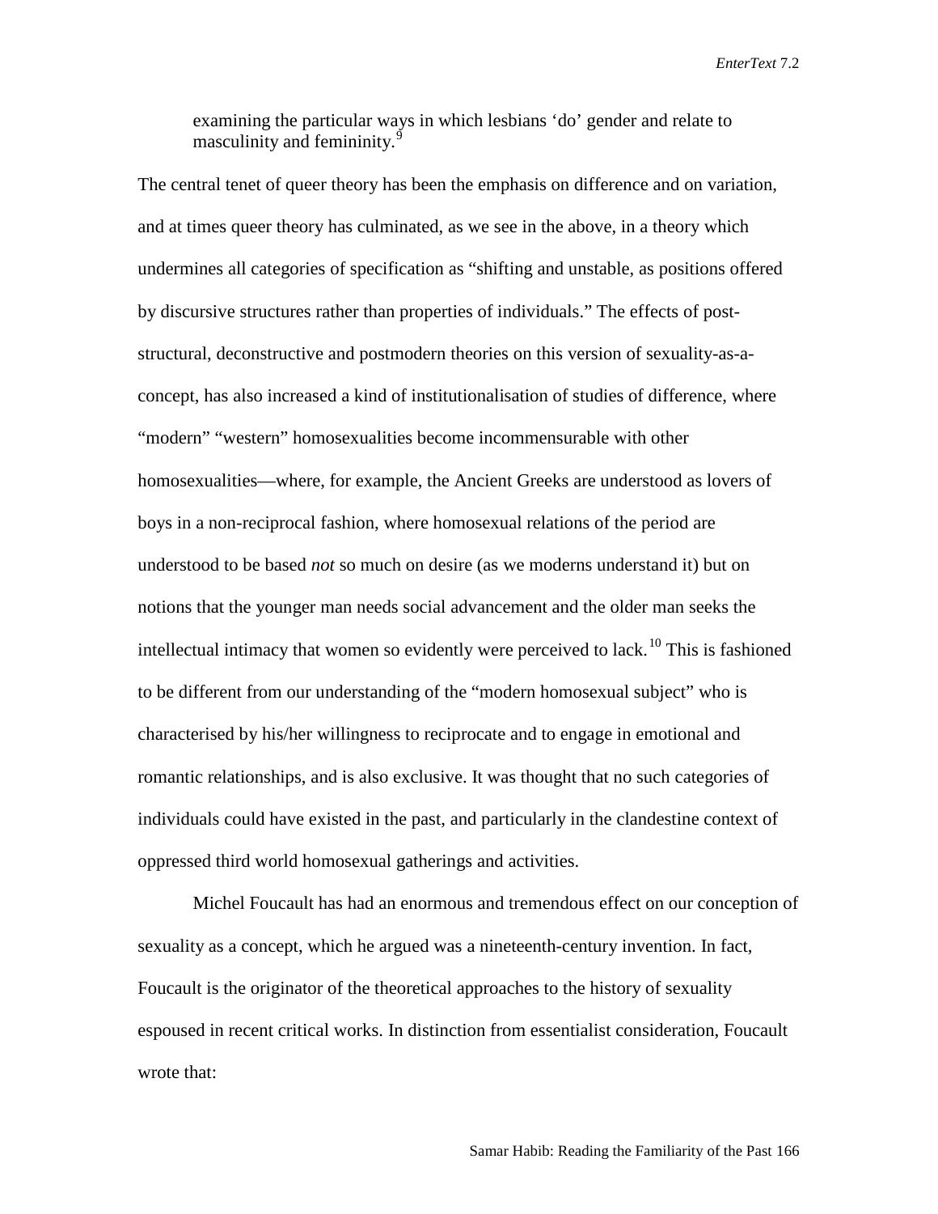> examining the particular ways in which lesbians 'do' gender and relate to masculinity and femininity.[9]

The central tenet of queer theory has been the emphasis on difference and on variation, and at times queer theory has culminated, as we see in the above, in a theory which undermines all categories of specification as "shifting and unstable, as positions offered by discursive structures rather than properties of individuals." The effects of post-structural, deconstructive and postmodern theories on this version of sexuality-as-a-concept, has also increased a kind of institutionalisation of studies of difference, where "modern" "western" homosexualities become incommensurable with other homosexualities—where, for example, the Ancient Greeks are understood as lovers of boys in a non-reciprocal fashion, where homosexual relations of the period are understood to be based *not* so much on desire (as we moderns understand it) but on notions that the younger man needs social advancement and the older man seeks the intellectual intimacy that women so evidently were perceived to lack.[10] This is fashioned to be different from our understanding of the "modern homosexual subject" who is characterised by his/her willingness to reciprocate and to engage in emotional and romantic relationships, and is also exclusive. It was thought that no such categories of individuals could have existed in the past, and particularly in the clandestine context of oppressed third world homosexual gatherings and activities.

Michel Foucault has had an enormous and tremendous effect on our conception of sexuality as a concept, which he argued was a nineteenth-century invention. In fact, Foucault is the originator of the theoretical approaches to the history of sexuality espoused in recent critical works. In distinction from essentialist consideration, Foucault wrote that: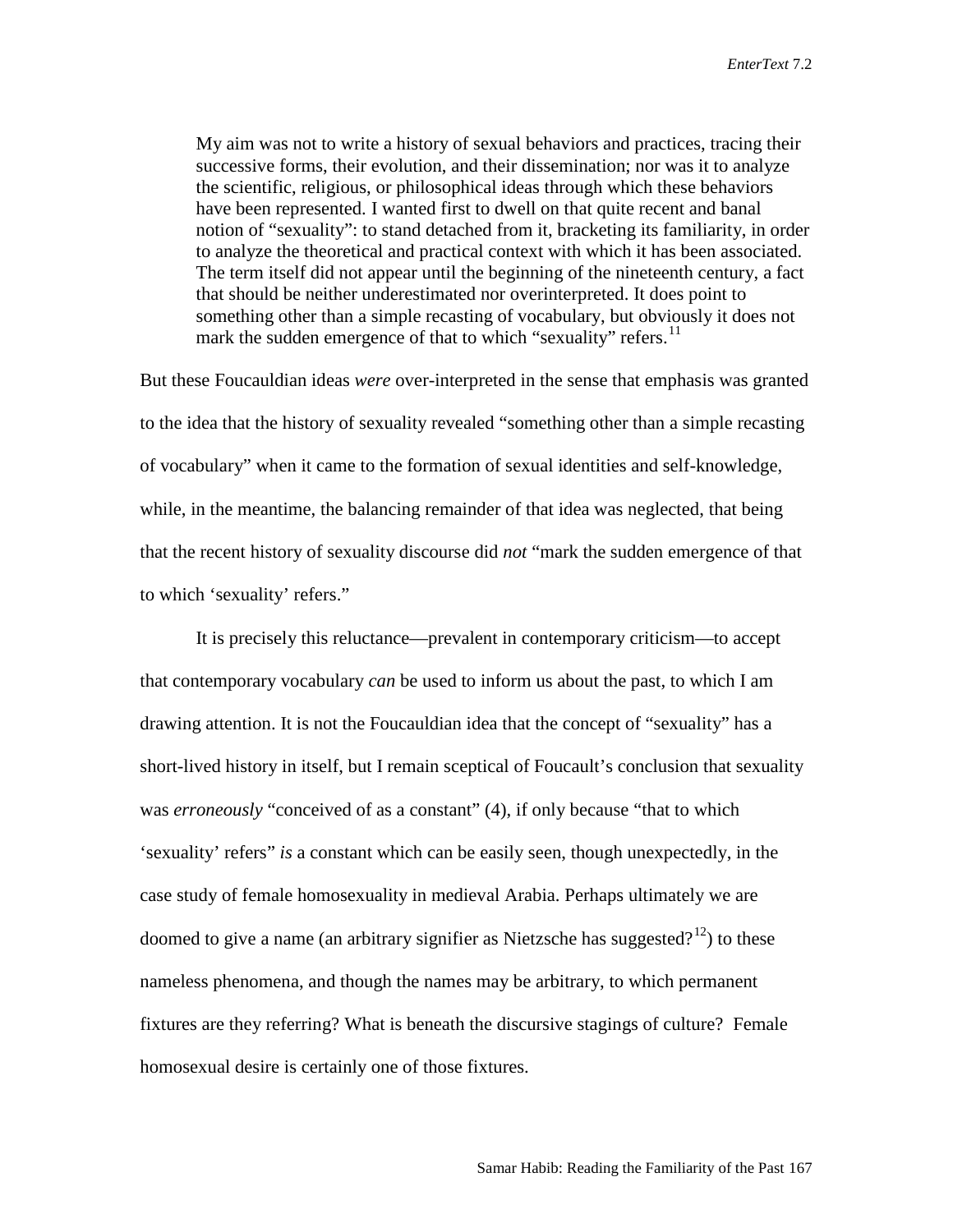> My aim was not to write a history of sexual behaviors and practices, tracing their successive forms, their evolution, and their dissemination; nor was it to analyze the scientific, religious, or philosophical ideas through which these behaviors have been represented. I wanted first to dwell on that quite recent and banal notion of "sexuality": to stand detached from it, bracketing its familiarity, in order to analyze the theoretical and practical context with which it has been associated. The term itself did not appear until the beginning of the nineteenth century, a fact that should be neither underestimated nor overinterpreted. It does point to something other than a simple recasting of vocabulary, but obviously it does not mark the sudden emergence of that to which "sexuality" refers.[11]

But these Foucauldian ideas *were* over-interpreted in the sense that emphasis was granted to the idea that the history of sexuality revealed "something other than a simple recasting of vocabulary" when it came to the formation of sexual identities and self-knowledge, while, in the meantime, the balancing remainder of that idea was neglected, that being that the recent history of sexuality discourse did *not* "mark the sudden emergence of that to which 'sexuality' refers."

It is precisely this reluctance—prevalent in contemporary criticism—to accept that contemporary vocabulary *can* be used to inform us about the past, to which I am drawing attention. It is not the Foucauldian idea that the concept of "sexuality" has a short-lived history in itself, but I remain sceptical of Foucault's conclusion that sexuality was *erroneously* "conceived of as a constant" (4), if only because "that to which 'sexuality' refers" *is* a constant which can be easily seen, though unexpectedly, in the case study of female homosexuality in medieval Arabia. Perhaps ultimately we are doomed to give a name (an arbitrary signifier as Nietzsche has suggested?[12]) to these nameless phenomena, and though the names may be arbitrary, to which permanent fixtures are they referring? What is beneath the discursive stagings of culture? Female homosexual desire is certainly one of those fixtures.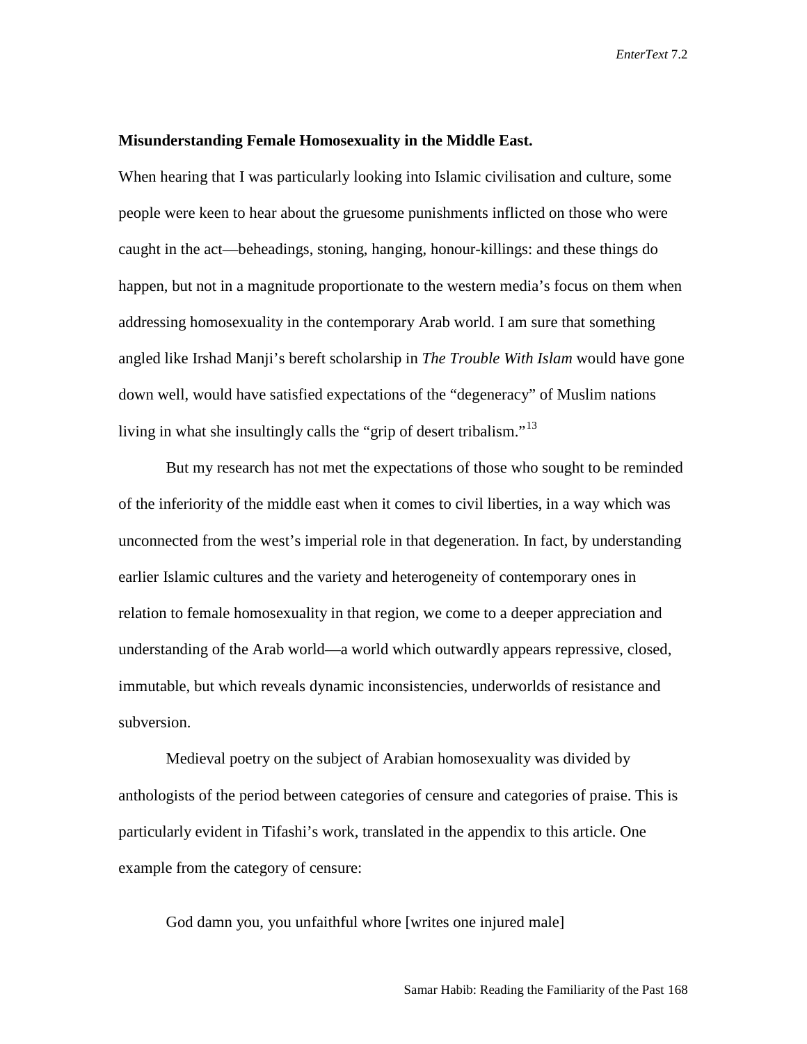**Misunderstanding Female Homosexuality in the Middle East.**

When hearing that I was particularly looking into Islamic civilisation and culture, some people were keen to hear about the gruesome punishments inflicted on those who were caught in the act—beheadings, stoning, hanging, honour-killings: and these things do happen, but not in a magnitude proportionate to the western media's focus on them when addressing homosexuality in the contemporary Arab world. I am sure that something angled like Irshad Manji's bereft scholarship in *The Trouble With Islam* would have gone down well, would have satisfied expectations of the "degeneracy" of Muslim nations living in what she insultingly calls the "grip of desert tribalism."[13]

But my research has not met the expectations of those who sought to be reminded of the inferiority of the middle east when it comes to civil liberties, in a way which was unconnected from the west's imperial role in that degeneration. In fact, by understanding earlier Islamic cultures and the variety and heterogeneity of contemporary ones in relation to female homosexuality in that region, we come to a deeper appreciation and understanding of the Arab world—a world which outwardly appears repressive, closed, immutable, but which reveals dynamic inconsistencies, underworlds of resistance and subversion.

Medieval poetry on the subject of Arabian homosexuality was divided by anthologists of the period between categories of censure and categories of praise. This is particularly evident in Tifashi's work, translated in the appendix to this article. One example from the category of censure:

God damn you, you unfaithful whore [writes one injured male]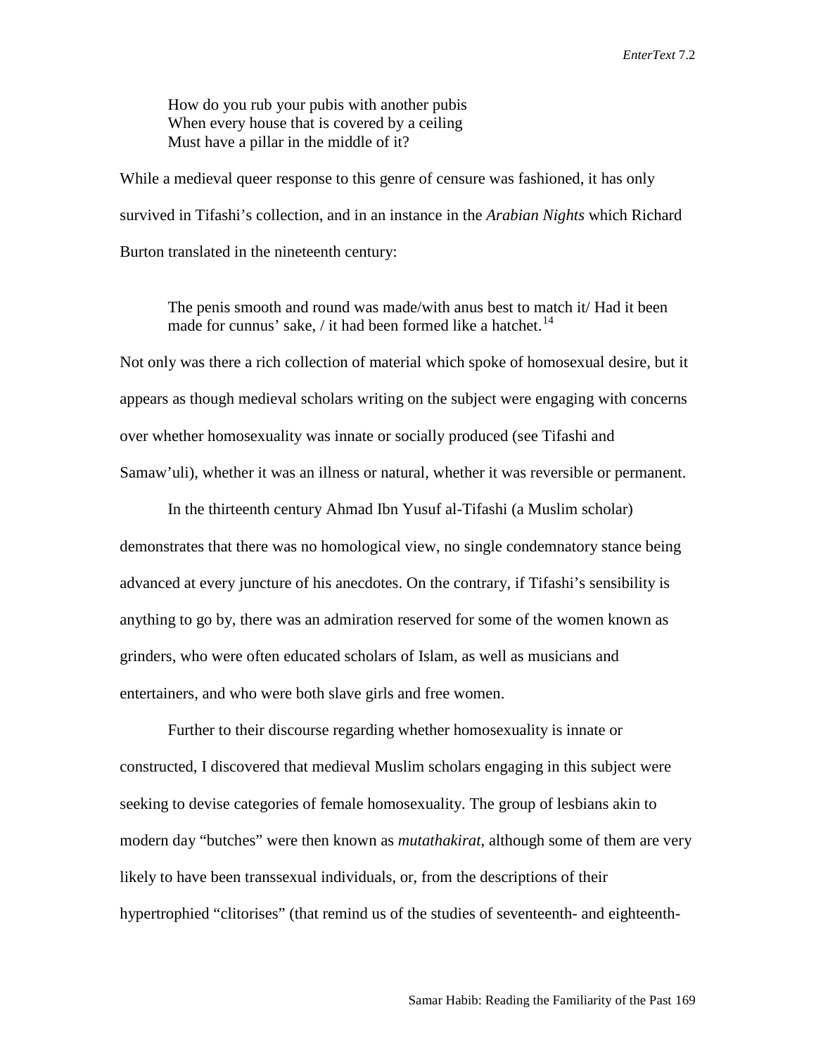> How do you rub your pubis with another pubis
> When every house that is covered by a ceiling
> Must have a pillar in the middle of it?

While a medieval queer response to this genre of censure was fashioned, it has only survived in Tifashi's collection, and in an instance in the *Arabian Nights* which Richard Burton translated in the nineteenth century:

> The penis smooth and round was made/with anus best to match it/ Had it been made for cunnus' sake, / it had been formed like a hatchet.[14]

Not only was there a rich collection of material which spoke of homosexual desire, but it appears as though medieval scholars writing on the subject were engaging with concerns over whether homosexuality was innate or socially produced (see Tifashi and Samaw'uli), whether it was an illness or natural, whether it was reversible or permanent.

In the thirteenth century Ahmad Ibn Yusuf al-Tifashi (a Muslim scholar) demonstrates that there was no homological view, no single condemnatory stance being advanced at every juncture of his anecdotes. On the contrary, if Tifashi's sensibility is anything to go by, there was an admiration reserved for some of the women known as grinders, who were often educated scholars of Islam, as well as musicians and entertainers, and who were both slave girls and free women.

Further to their discourse regarding whether homosexuality is innate or constructed, I discovered that medieval Muslim scholars engaging in this subject were seeking to devise categories of female homosexuality. The group of lesbians akin to modern day "butches" were then known as *mutathakirat*, although some of them are very likely to have been transsexual individuals, or, from the descriptions of their hypertrophied "clitorises" (that remind us of the studies of seventeenth- and eighteenth-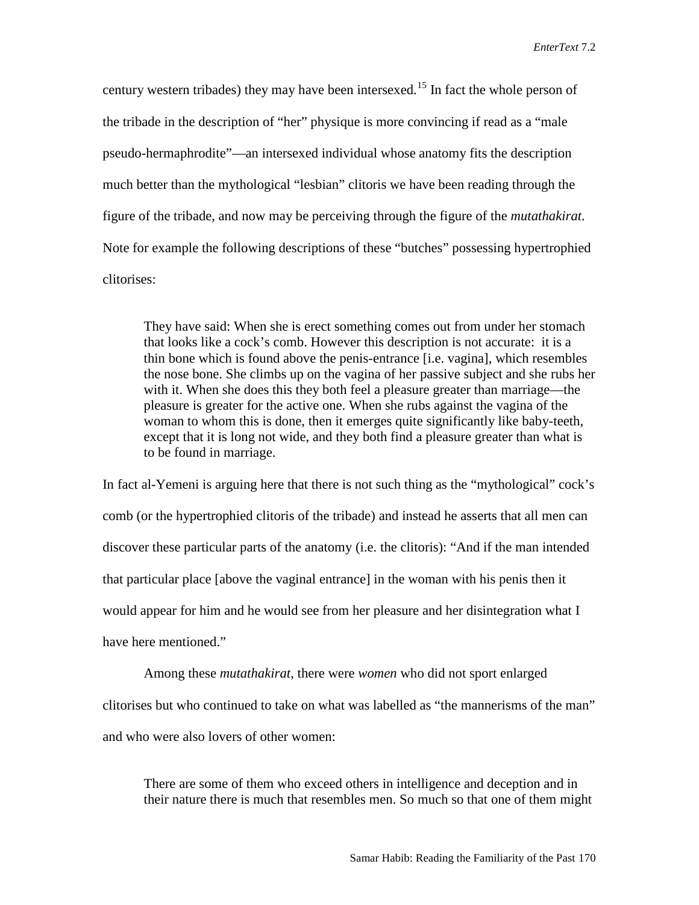century western tribades) they may have been intersexed.[15] In fact the whole person of the tribade in the description of "her" physique is more convincing if read as a "male pseudo-hermaphrodite"—an intersexed individual whose anatomy fits the description much better than the mythological "lesbian" clitoris we have been reading through the figure of the tribade, and now may be perceiving through the figure of the *mutathakirat*. Note for example the following descriptions of these "butches" possessing hypertrophied clitorises:

> They have said: When she is erect something comes out from under her stomach that looks like a cock's comb. However this description is not accurate: it is a thin bone which is found above the penis-entrance [i.e. vagina], which resembles the nose bone. She climbs up on the vagina of her passive subject and she rubs her with it. When she does this they both feel a pleasure greater than marriage—the pleasure is greater for the active one. When she rubs against the vagina of the woman to whom this is done, then it emerges quite significantly like baby-teeth, except that it is long not wide, and they both find a pleasure greater than what is to be found in marriage.

In fact al-Yemeni is arguing here that there is not such thing as the "mythological" cock's comb (or the hypertrophied clitoris of the tribade) and instead he asserts that all men can discover these particular parts of the anatomy (i.e. the clitoris): "And if the man intended that particular place [above the vaginal entrance] in the woman with his penis then it would appear for him and he would see from her pleasure and her disintegration what I have here mentioned."

Among these *mutathakirat*, there were *women* who did not sport enlarged clitorises but who continued to take on what was labelled as "the mannerisms of the man" and who were also lovers of other women:

> There are some of them who exceed others in intelligence and deception and in their nature there is much that resembles men. So much so that one of them might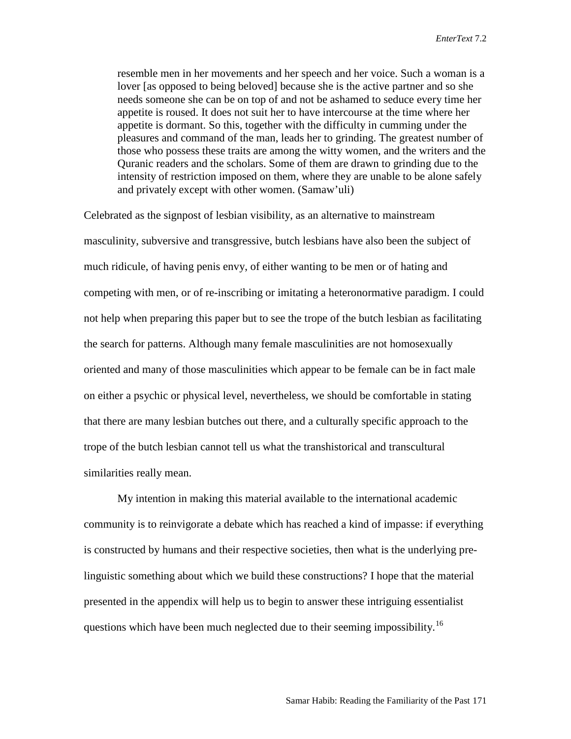> resemble men in her movements and her speech and her voice. Such a woman is a lover [as opposed to being beloved] because she is the active partner and so she needs someone she can be on top of and not be ashamed to seduce every time her appetite is roused. It does not suit her to have intercourse at the time where her appetite is dormant. So this, together with the difficulty in cumming under the pleasures and command of the man, leads her to grinding. The greatest number of those who possess these traits are among the witty women, and the writers and the Quranic readers and the scholars. Some of them are drawn to grinding due to the intensity of restriction imposed on them, where they are unable to be alone safely and privately except with other women. (Samaw'uli)

Celebrated as the signpost of lesbian visibility, as an alternative to mainstream masculinity, subversive and transgressive, butch lesbians have also been the subject of much ridicule, of having penis envy, of either wanting to be men or of hating and competing with men, or of re-inscribing or imitating a heteronormative paradigm. I could not help when preparing this paper but to see the trope of the butch lesbian as facilitating the search for patterns. Although many female masculinities are not homosexually oriented and many of those masculinities which appear to be female can be in fact male on either a psychic or physical level, nevertheless, we should be comfortable in stating that there are many lesbian butches out there, and a culturally specific approach to the trope of the butch lesbian cannot tell us what the transhistorical and transcultural similarities really mean.

My intention in making this material available to the international academic community is to reinvigorate a debate which has reached a kind of impasse: if everything is constructed by humans and their respective societies, then what is the underlying pre-linguistic something about which we build these constructions? I hope that the material presented in the appendix will help us to begin to answer these intriguing essentialist questions which have been much neglected due to their seeming impossibility.[16]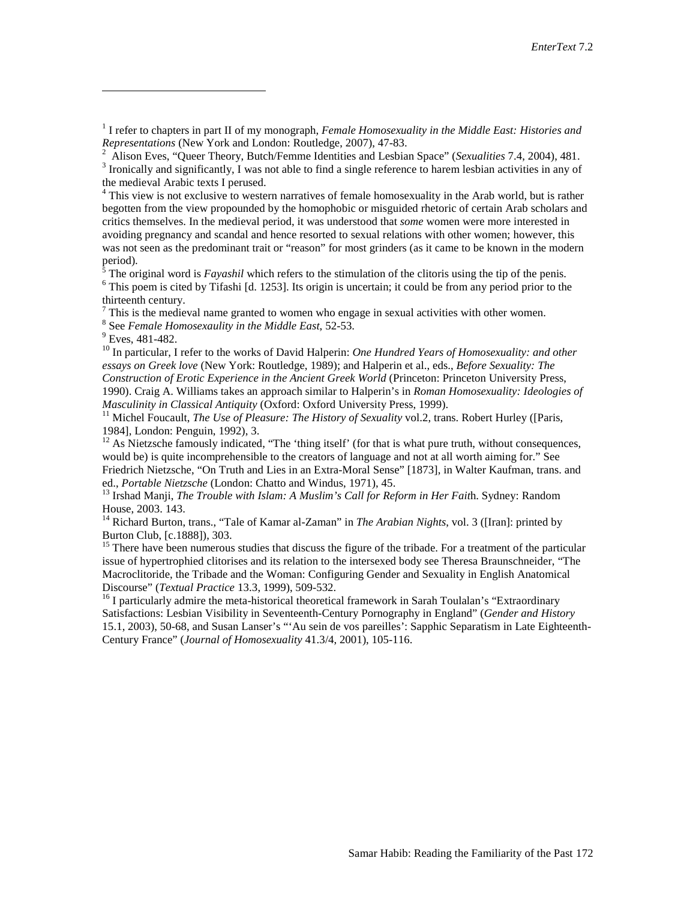[1] I refer to chapters in part II of my monograph, *Female Homosexuality in the Middle East: Histories and Representations* (New York and London: Routledge, 2007), 47-83.

[2] Alison Eves, "Queer Theory, Butch/Femme Identities and Lesbian Space" (*Sexualities* 7.4, 2004), 481.

[3] Ironically and significantly, I was not able to find a single reference to harem lesbian activities in any of the medieval Arabic texts I perused.

[4] This view is not exclusive to western narratives of female homosexuality in the Arab world, but is rather begotten from the view propounded by the homophobic or misguided rhetoric of certain Arab scholars and critics themselves. In the medieval period, it was understood that *some* women were more interested in avoiding pregnancy and scandal and hence resorted to sexual relations with other women; however, this was not seen as the predominant trait or "reason" for most grinders (as it came to be known in the modern period).

[5] The original word is *Fayashil* which refers to the stimulation of the clitoris using the tip of the penis.

[6] This poem is cited by Tifashi [d. 1253]. Its origin is uncertain; it could be from any period prior to the thirteenth century.

[7] This is the medieval name granted to women who engage in sexual activities with other women.

[8] See *Female Homosexaulity in the Middle East*, 52-53.

[9] Eves, 481-482.

[10] In particular, I refer to the works of David Halperin: *One Hundred Years of Homosexuality: and other essays on Greek love* (New York: Routledge, 1989); and Halperin et al., eds., *Before Sexuality: The Construction of Erotic Experience in the Ancient Greek World* (Princeton: Princeton University Press, 1990). Craig A. Williams takes an approach similar to Halperin's in *Roman Homosexuality: Ideologies of Masculinity in Classical Antiquity* (Oxford: Oxford University Press, 1999).

[11] Michel Foucault, *The Use of Pleasure: The History of Sexuality* vol.2, trans. Robert Hurley ([Paris, 1984], London: Penguin, 1992), 3.

[12] As Nietzsche famously indicated, "The 'thing itself' (for that is what pure truth, without consequences, would be) is quite incomprehensible to the creators of language and not at all worth aiming for." See Friedrich Nietzsche, "On Truth and Lies in an Extra-Moral Sense" [1873], in Walter Kaufman, trans. and ed., *Portable Nietzsche* (London: Chatto and Windus, 1971), 45.

[13] Irshad Manji, *The Trouble with Islam: A Muslim's Call for Reform in Her Fait*h. Sydney: Random House, 2003. 143.

[14] Richard Burton, trans., "Tale of Kamar al-Zaman" in *The Arabian Nights*, vol. 3 ([Iran]: printed by Burton Club, [c.1888]), 303.

[15] There have been numerous studies that discuss the figure of the tribade. For a treatment of the particular issue of hypertrophied clitorises and its relation to the intersexed body see Theresa Braunschneider, "The Macroclitoride, the Tribade and the Woman: Configuring Gender and Sexuality in English Anatomical Discourse" (*Textual Practice* 13.3, 1999), 509-532.

[16] I particularly admire the meta-historical theoretical framework in Sarah Toulalan's "Extraordinary Satisfactions: Lesbian Visibility in Seventeenth-Century Pornography in England" (*Gender and History* 15.1, 2003), 50-68, and Susan Lanser's "'Au sein de vos pareilles': Sapphic Separatism in Late Eighteenth-Century France" (*Journal of Homosexuality* 41.3/4, 2001), 105-116.